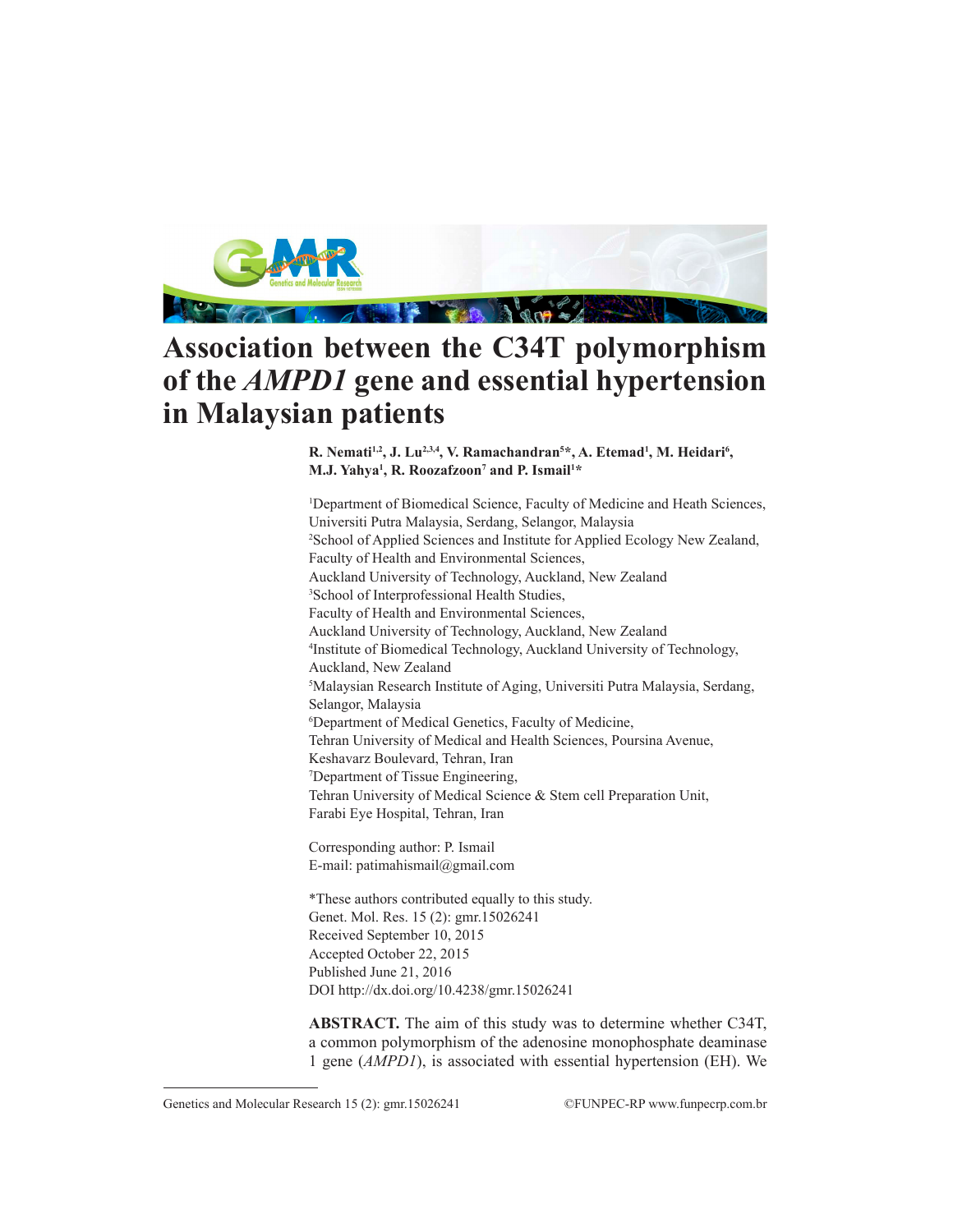# Association between the C34T polymorphism of the *AMPD1* gene and essential hypertension in Malaysian patients

**R. Nemati[1,2], J. Lu[2,3,4], V. Ramachandran[5]*, A. Etemad[1], M. Heidari[6], M.J. Yahya[1], R. Roozafzoon[7] and P. Ismail[1]***

[1]Department of Biomedical Science, Faculty of Medicine and Heath Sciences, Universiti Putra Malaysia, Serdang, Selangor, Malaysia
[2]School of Applied Sciences and Institute for Applied Ecology New Zealand, Faculty of Health and Environmental Sciences, Auckland University of Technology, Auckland, New Zealand
[3]School of Interprofessional Health Studies, Faculty of Health and Environmental Sciences, Auckland University of Technology, Auckland, New Zealand
[4]Institute of Biomedical Technology, Auckland University of Technology, Auckland, New Zealand
[5]Malaysian Research Institute of Aging, Universiti Putra Malaysia, Serdang, Selangor, Malaysia
[6]Department of Medical Genetics, Faculty of Medicine, Tehran University of Medical and Health Sciences, Poursina Avenue, Keshavarz Boulevard, Tehran, Iran
[7]Department of Tissue Engineering, Tehran University of Medical Science & Stem cell Preparation Unit, Farabi Eye Hospital, Tehran, Iran

Corresponding author: P. Ismail
E-mail: patimahismail@gmail.com

*These authors contributed equally to this study.
Genet. Mol. Res. 15 (2): gmr.15026241
Received September 10, 2015
Accepted October 22, 2015
Published June 21, 2016
DOI http://dx.doi.org/10.4238/gmr.15026241

**ABSTRACT.** The aim of this study was to determine whether C34T, a common polymorphism of the adenosine monophosphate deaminase 1 gene (*AMPD1*), is associated with essential hypertension (EH). We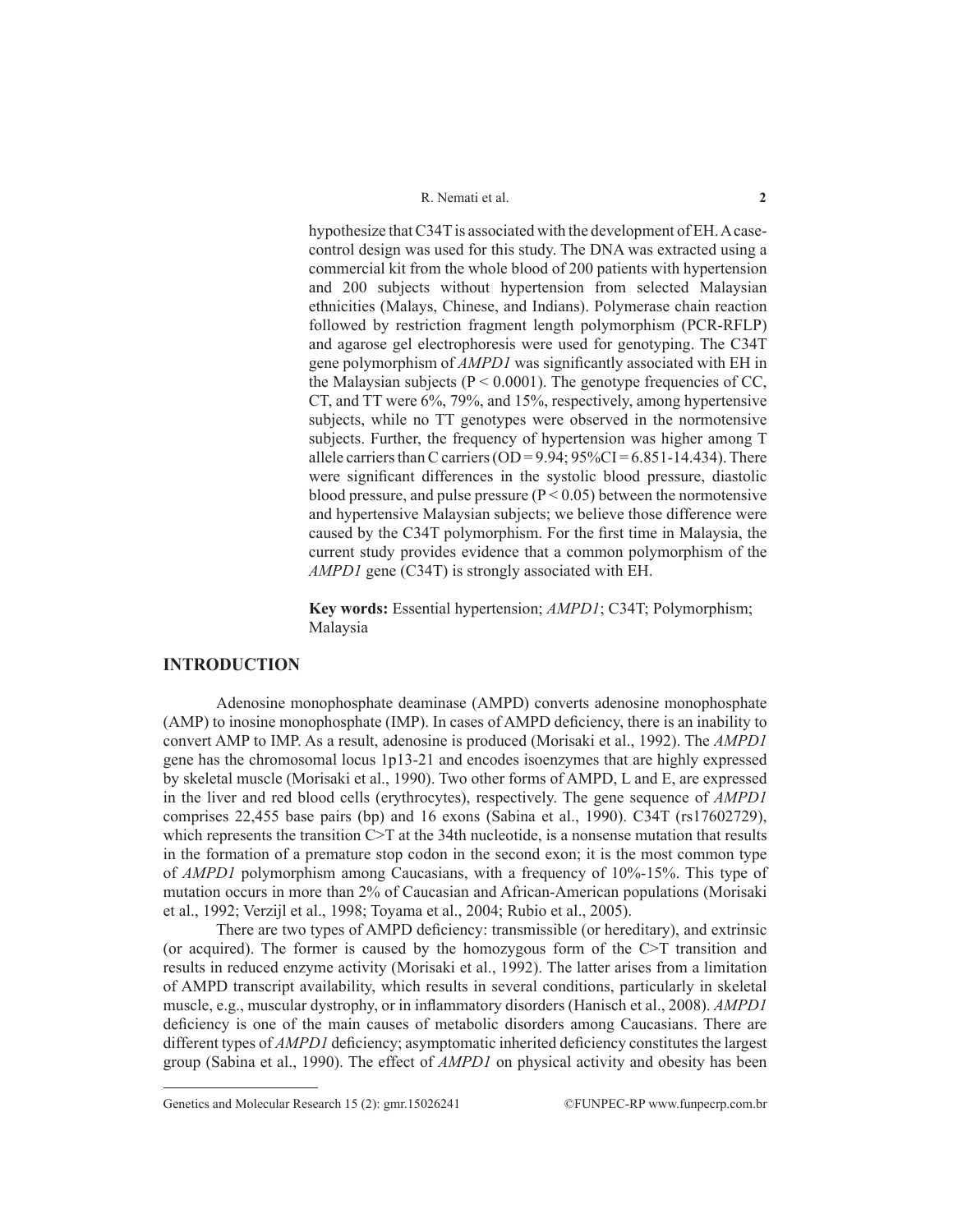hypothesize that C34T is associated with the development of EH. A case-control design was used for this study. The DNA was extracted using a commercial kit from the whole blood of 200 patients with hypertension and 200 subjects without hypertension from selected Malaysian ethnicities (Malays, Chinese, and Indians). Polymerase chain reaction followed by restriction fragment length polymorphism (PCR-RFLP) and agarose gel electrophoresis were used for genotyping. The C34T gene polymorphism of *AMPD1* was significantly associated with EH in the Malaysian subjects ($P < 0.0001$). The genotype frequencies of CC, CT, and TT were 6%, 79%, and 15%, respectively, among hypertensive subjects, while no TT genotypes were observed in the normotensive subjects. Further, the frequency of hypertension was higher among T allele carriers than C carriers (OD = 9.94; 95%CI = 6.851-14.434). There were significant differences in the systolic blood pressure, diastolic blood pressure, and pulse pressure ($P < 0.05$) between the normotensive and hypertensive Malaysian subjects; we believe those difference were caused by the C34T polymorphism. For the first time in Malaysia, the current study provides evidence that a common polymorphism of the *AMPD1* gene (C34T) is strongly associated with EH.

**Key words:** Essential hypertension; *AMPD1*; C34T; Polymorphism; Malaysia

## INTRODUCTION

Adenosine monophosphate deaminase (AMPD) converts adenosine monophosphate (AMP) to inosine monophosphate (IMP). In cases of AMPD deficiency, there is an inability to convert AMP to IMP. As a result, adenosine is produced (Morisaki et al., 1992). The *AMPD1* gene has the chromosomal locus 1p13-21 and encodes isoenzymes that are highly expressed by skeletal muscle (Morisaki et al., 1990). Two other forms of AMPD, L and E, are expressed in the liver and red blood cells (erythrocytes), respectively. The gene sequence of *AMPD1* comprises 22,455 base pairs (bp) and 16 exons (Sabina et al., 1990). C34T (rs17602729), which represents the transition C>T at the 34th nucleotide, is a nonsense mutation that results in the formation of a premature stop codon in the second exon; it is the most common type of *AMPD1* polymorphism among Caucasians, with a frequency of 10%-15%. This type of mutation occurs in more than 2% of Caucasian and African-American populations (Morisaki et al., 1992; Verzijl et al., 1998; Toyama et al., 2004; Rubio et al., 2005).

There are two types of AMPD deficiency: transmissible (or hereditary), and extrinsic (or acquired). The former is caused by the homozygous form of the C>T transition and results in reduced enzyme activity (Morisaki et al., 1992). The latter arises from a limitation of AMPD transcript availability, which results in several conditions, particularly in skeletal muscle, e.g., muscular dystrophy, or in inflammatory disorders (Hanisch et al., 2008). *AMPD1* deficiency is one of the main causes of metabolic disorders among Caucasians. There are different types of *AMPD1* deficiency; asymptomatic inherited deficiency constitutes the largest group (Sabina et al., 1990). The effect of *AMPD1* on physical activity and obesity has been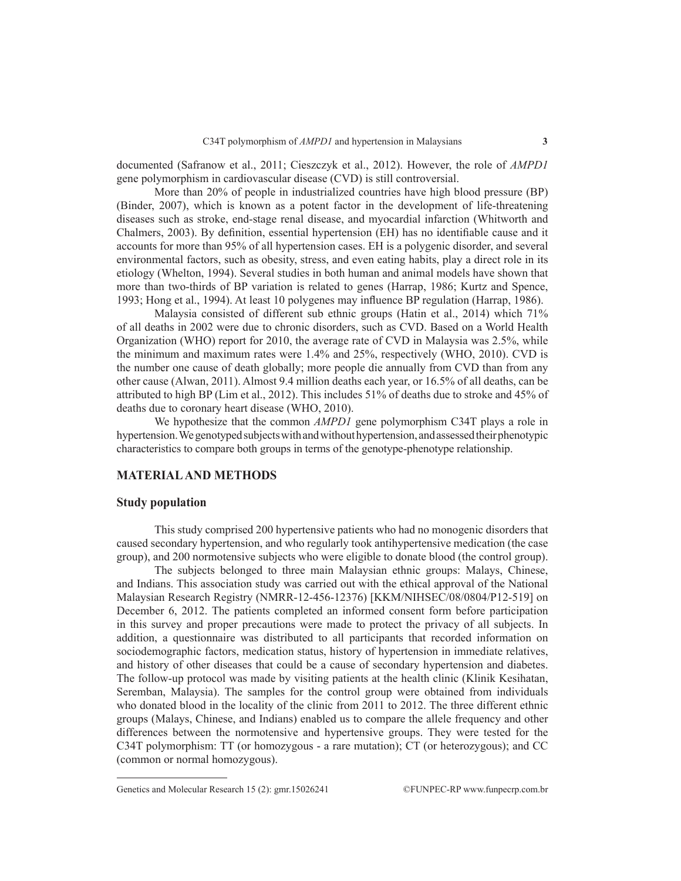documented (Safranow et al., 2011; Cieszczyk et al., 2012). However, the role of *AMPD1* gene polymorphism in cardiovascular disease (CVD) is still controversial.

More than 20% of people in industrialized countries have high blood pressure (BP) (Binder, 2007), which is known as a potent factor in the development of life-threatening diseases such as stroke, end-stage renal disease, and myocardial infarction (Whitworth and Chalmers, 2003). By definition, essential hypertension (EH) has no identifiable cause and it accounts for more than 95% of all hypertension cases. EH is a polygenic disorder, and several environmental factors, such as obesity, stress, and even eating habits, play a direct role in its etiology (Whelton, 1994). Several studies in both human and animal models have shown that more than two-thirds of BP variation is related to genes (Harrap, 1986; Kurtz and Spence, 1993; Hong et al., 1994). At least 10 polygenes may influence BP regulation (Harrap, 1986).

Malaysia consisted of different sub ethnic groups (Hatin et al., 2014) which 71% of all deaths in 2002 were due to chronic disorders, such as CVD. Based on a World Health Organization (WHO) report for 2010, the average rate of CVD in Malaysia was 2.5%, while the minimum and maximum rates were 1.4% and 25%, respectively (WHO, 2010). CVD is the number one cause of death globally; more people die annually from CVD than from any other cause (Alwan, 2011). Almost 9.4 million deaths each year, or 16.5% of all deaths, can be attributed to high BP (Lim et al., 2012). This includes 51% of deaths due to stroke and 45% of deaths due to coronary heart disease (WHO, 2010).

We hypothesize that the common *AMPD1* gene polymorphism C34T plays a role in hypertension. We genotyped subjects with and without hypertension, and assessed their phenotypic characteristics to compare both groups in terms of the genotype-phenotype relationship.

## MATERIAL AND METHODS

### Study population

This study comprised 200 hypertensive patients who had no monogenic disorders that caused secondary hypertension, and who regularly took antihypertensive medication (the case group), and 200 normotensive subjects who were eligible to donate blood (the control group).

The subjects belonged to three main Malaysian ethnic groups: Malays, Chinese, and Indians. This association study was carried out with the ethical approval of the National Malaysian Research Registry (NMRR-12-456-12376) [KKM/NIHSEC/08/0804/P12-519] on December 6, 2012. The patients completed an informed consent form before participation in this survey and proper precautions were made to protect the privacy of all subjects. In addition, a questionnaire was distributed to all participants that recorded information on sociodemographic factors, medication status, history of hypertension in immediate relatives, and history of other diseases that could be a cause of secondary hypertension and diabetes. The follow-up protocol was made by visiting patients at the health clinic (Klinik Kesihatan, Seremban, Malaysia). The samples for the control group were obtained from individuals who donated blood in the locality of the clinic from 2011 to 2012. The three different ethnic groups (Malays, Chinese, and Indians) enabled us to compare the allele frequency and other differences between the normotensive and hypertensive groups. They were tested for the C34T polymorphism: TT (or homozygous - a rare mutation); CT (or heterozygous); and CC (common or normal homozygous).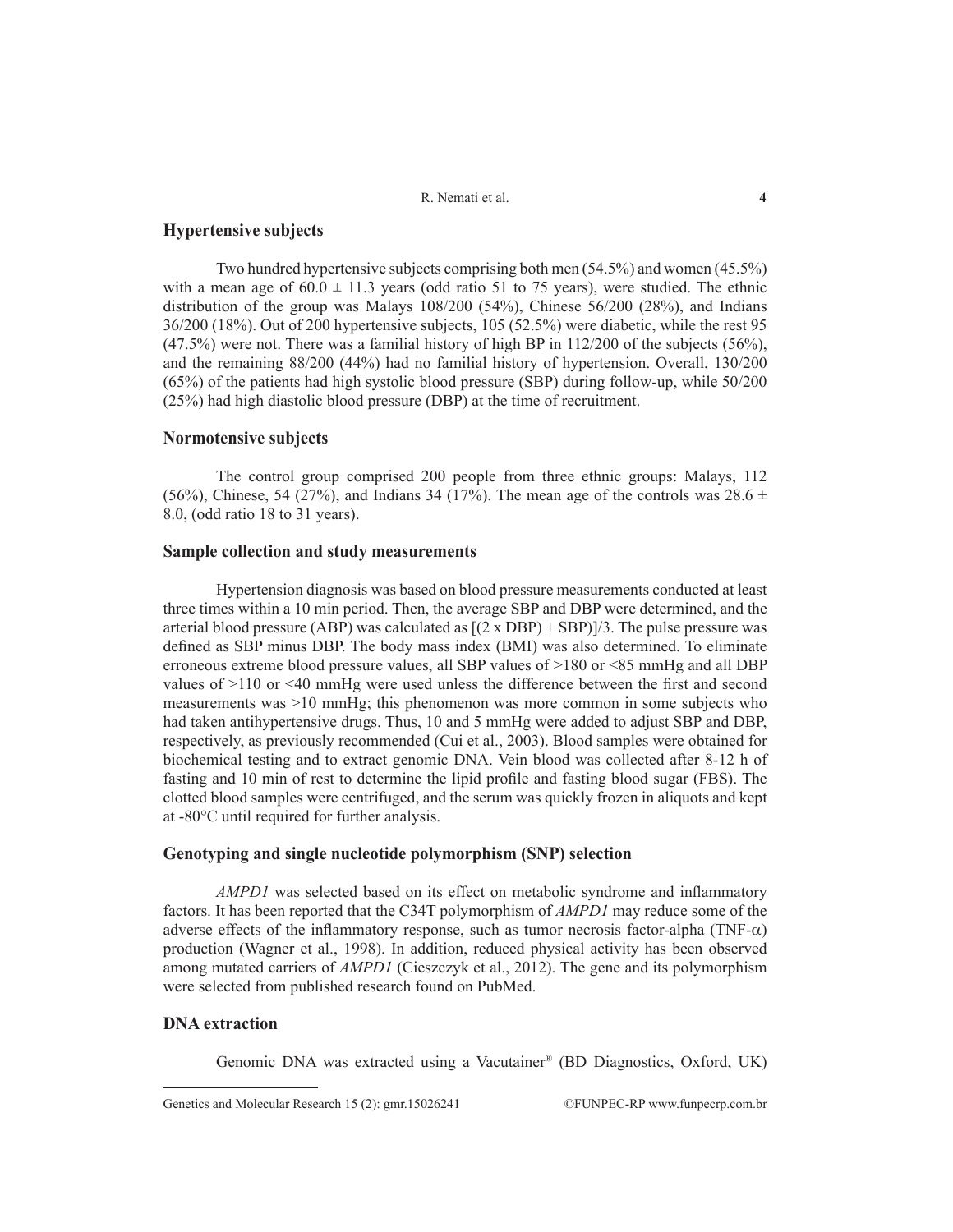## Hypertensive subjects

Two hundred hypertensive subjects comprising both men (54.5%) and women (45.5%) with a mean age of 60.0 ± 11.3 years (odd ratio 51 to 75 years), were studied. The ethnic distribution of the group was Malays 108/200 (54%), Chinese 56/200 (28%), and Indians 36/200 (18%). Out of 200 hypertensive subjects, 105 (52.5%) were diabetic, while the rest 95 (47.5%) were not. There was a familial history of high BP in 112/200 of the subjects (56%), and the remaining 88/200 (44%) had no familial history of hypertension. Overall, 130/200 (65%) of the patients had high systolic blood pressure (SBP) during follow-up, while 50/200 (25%) had high diastolic blood pressure (DBP) at the time of recruitment.

## Normotensive subjects

The control group comprised 200 people from three ethnic groups: Malays, 112 (56%), Chinese, 54 (27%), and Indians 34 (17%). The mean age of the controls was 28.6 ± 8.0, (odd ratio 18 to 31 years).

## Sample collection and study measurements

Hypertension diagnosis was based on blood pressure measurements conducted at least three times within a 10 min period. Then, the average SBP and DBP were determined, and the arterial blood pressure (ABP) was calculated as [(2 x DBP) + SBP)]/3. The pulse pressure was defined as SBP minus DBP. The body mass index (BMI) was also determined. To eliminate erroneous extreme blood pressure values, all SBP values of >180 or <85 mmHg and all DBP values of >110 or <40 mmHg were used unless the difference between the first and second measurements was >10 mmHg; this phenomenon was more common in some subjects who had taken antihypertensive drugs. Thus, 10 and 5 mmHg were added to adjust SBP and DBP, respectively, as previously recommended (Cui et al., 2003). Blood samples were obtained for biochemical testing and to extract genomic DNA. Vein blood was collected after 8-12 h of fasting and 10 min of rest to determine the lipid profile and fasting blood sugar (FBS). The clotted blood samples were centrifuged, and the serum was quickly frozen in aliquots and kept at -80°C until required for further analysis.

## Genotyping and single nucleotide polymorphism (SNP) selection

*AMPD1* was selected based on its effect on metabolic syndrome and inflammatory factors. It has been reported that the C34T polymorphism of *AMPD1* may reduce some of the adverse effects of the inflammatory response, such as tumor necrosis factor-alpha (TNF-$\alpha$) production (Wagner et al., 1998). In addition, reduced physical activity has been observed among mutated carriers of *AMPD1* (Cieszczyk et al., 2012). The gene and its polymorphism were selected from published research found on PubMed.

## DNA extraction

Genomic DNA was extracted using a Vacutainer® (BD Diagnostics, Oxford, UK)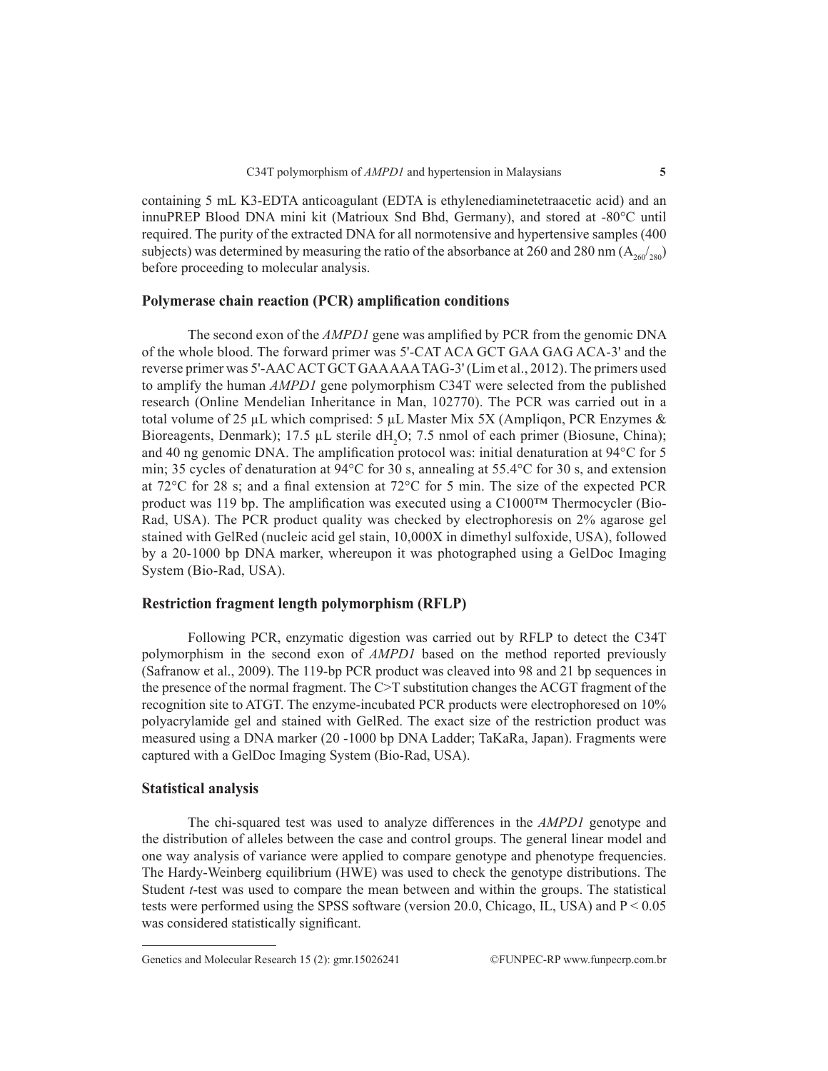containing 5 mL K3-EDTA anticoagulant (EDTA is ethylenediaminetetraacetic acid) and an innuPREP Blood DNA mini kit (Matrioux Snd Bhd, Germany), and stored at -80°C until required. The purity of the extracted DNA for all normotensive and hypertensive samples (400 subjects) was determined by measuring the ratio of the absorbance at 260 and 280 nm ($A_{260}/_{280}$) before proceeding to molecular analysis.

### Polymerase chain reaction (PCR) amplification conditions

The second exon of the *AMPD1* gene was amplified by PCR from the genomic DNA of the whole blood. The forward primer was 5'-CAT ACA GCT GAA GAG ACA-3' and the reverse primer was 5'-AAC ACT GCT GAA AAA TAG-3' (Lim et al., 2012). The primers used to amplify the human *AMPD1* gene polymorphism C34T were selected from the published research (Online Mendelian Inheritance in Man, 102770). The PCR was carried out in a total volume of 25 µL which comprised: 5 µL Master Mix 5X (Ampliqon, PCR Enzymes & Bioreagents, Denmark); 17.5 µL sterile $dH_2O$; 7.5 nmol of each primer (Biosune, China); and 40 ng genomic DNA. The amplification protocol was: initial denaturation at 94°C for 5 min; 35 cycles of denaturation at 94°C for 30 s, annealing at 55.4°C for 30 s, and extension at 72°C for 28 s; and a final extension at 72°C for 5 min. The size of the expected PCR product was 119 bp. The amplification was executed using a C1000™ Thermocycler (Bio-Rad, USA). The PCR product quality was checked by electrophoresis on 2% agarose gel stained with GelRed (nucleic acid gel stain, 10,000X in dimethyl sulfoxide, USA), followed by a 20-1000 bp DNA marker, whereupon it was photographed using a GelDoc Imaging System (Bio-Rad, USA).

### Restriction fragment length polymorphism (RFLP)

Following PCR, enzymatic digestion was carried out by RFLP to detect the C34T polymorphism in the second exon of *AMPD1* based on the method reported previously (Safranow et al., 2009). The 119-bp PCR product was cleaved into 98 and 21 bp sequences in the presence of the normal fragment. The C>T substitution changes the ACGT fragment of the recognition site to ATGT. The enzyme-incubated PCR products were electrophoresed on 10% polyacrylamide gel and stained with GelRed. The exact size of the restriction product was measured using a DNA marker (20 -1000 bp DNA Ladder; TaKaRa, Japan). Fragments were captured with a GelDoc Imaging System (Bio-Rad, USA).

### Statistical analysis

The chi-squared test was used to analyze differences in the *AMPD1* genotype and the distribution of alleles between the case and control groups. The general linear model and one way analysis of variance were applied to compare genotype and phenotype frequencies. The Hardy-Weinberg equilibrium (HWE) was used to check the genotype distributions. The Student *t*-test was used to compare the mean between and within the groups. The statistical tests were performed using the SPSS software (version 20.0, Chicago, IL, USA) and $P < 0.05$ was considered statistically significant.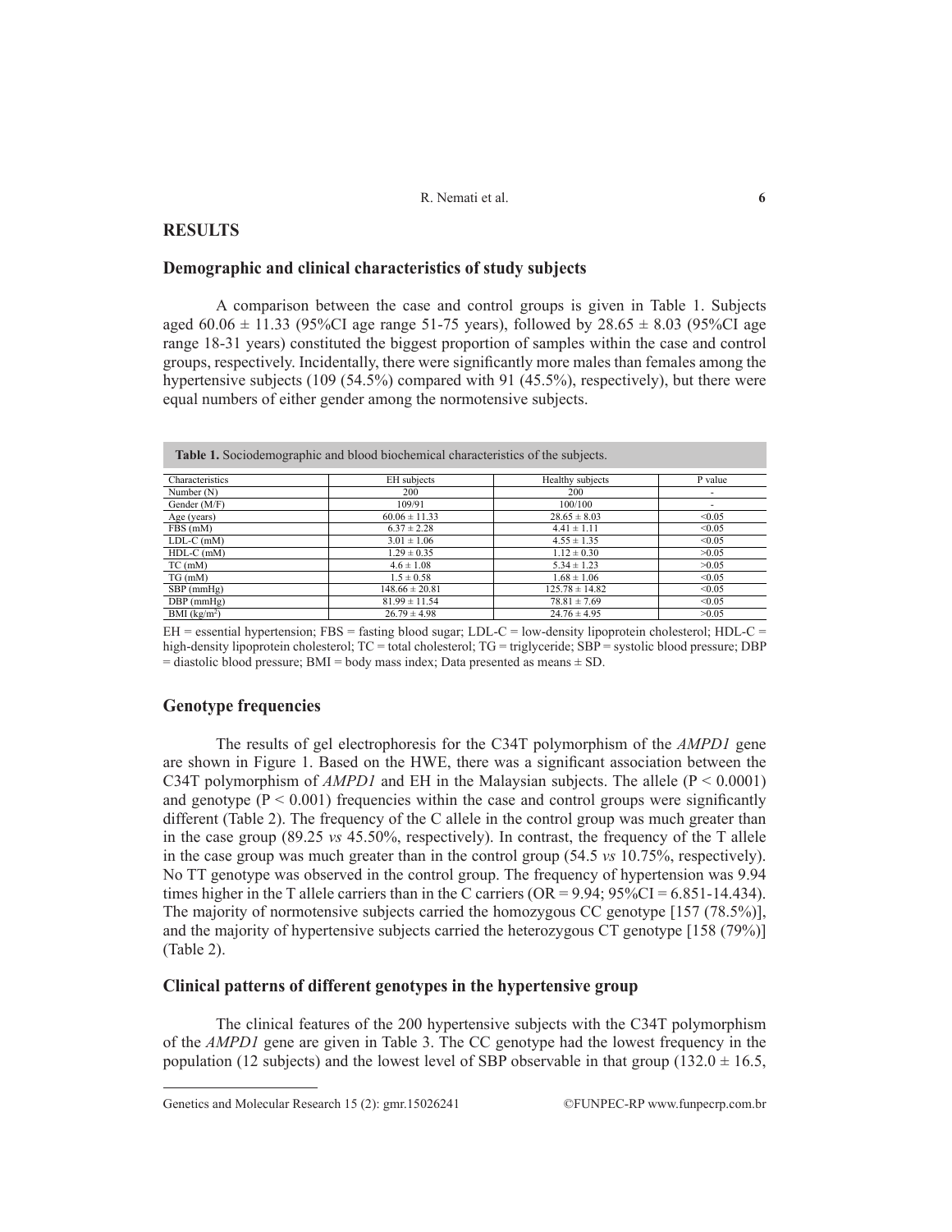## RESULTS

### Demographic and clinical characteristics of study subjects

A comparison between the case and control groups is given in Table 1. Subjects aged 60.06 ± 11.33 (95%CI age range 51-75 years), followed by 28.65 ± 8.03 (95%CI age range 18-31 years) constituted the biggest proportion of samples within the case and control groups, respectively. Incidentally, there were significantly more males than females among the hypertensive subjects (109 (54.5%) compared with 91 (45.5%), respectively), but there were equal numbers of either gender among the normotensive subjects.

**Table 1.** Sociodemographic and blood biochemical characteristics of the subjects.

| Characteristics | EH subjects | Healthy subjects | P value |
|---|---|---|---|
| Number (N) | 200 | 200 | - |
| Gender (M/F) | 109/91 | 100/100 | - |
| Age (years) | 60.06 ± 11.33 | 28.65 ± 8.03 | <0.05 |
| FBS (mM) | 6.37 ± 2.28 | 4.41 ± 1.11 | <0.05 |
| LDL-C (mM) | 3.01 ± 1.06 | 4.55 ± 1.35 | <0.05 |
| HDL-C (mM) | 1.29 ± 0.35 | 1.12 ± 0.30 | >0.05 |
| TC (mM) | 4.6 ± 1.08 | 5.34 ± 1.23 | >0.05 |
| TG (mM) | 1.5 ± 0.58 | 1.68 ± 1.06 | <0.05 |
| SBP (mmHg) | 148.66 ± 20.81 | 125.78 ± 14.82 | <0.05 |
| DBP (mmHg) | 81.99 ± 11.54 | 78.81 ± 7.69 | <0.05 |
| BMI ($kg/m^2$) | 26.79 ± 4.98 | 24.76 ± 4.95 | >0.05 |

EH = essential hypertension; FBS = fasting blood sugar; LDL-C = low-density lipoprotein cholesterol; HDL-C = high-density lipoprotein cholesterol; TC = total cholesterol; TG = triglyceride; SBP = systolic blood pressure; DBP = diastolic blood pressure; BMI = body mass index; Data presented as means ± SD.

### Genotype frequencies

The results of gel electrophoresis for the C34T polymorphism of the *AMPD1* gene are shown in Figure 1. Based on the HWE, there was a significant association between the C34T polymorphism of *AMPD1* and EH in the Malaysian subjects. The allele ($P < 0.0001$) and genotype ($P < 0.001$) frequencies within the case and control groups were significantly different (Table 2). The frequency of the C allele in the control group was much greater than in the case group (89.25 *vs* 45.50%, respectively). In contrast, the frequency of the T allele in the case group was much greater than in the control group (54.5 *vs* 10.75%, respectively). No TT genotype was observed in the control group. The frequency of hypertension was 9.94 times higher in the T allele carriers than in the C carriers (OR = 9.94; 95%CI = 6.851-14.434). The majority of normotensive subjects carried the homozygous CC genotype [157 (78.5%)], and the majority of hypertensive subjects carried the heterozygous CT genotype [158 (79%)] (Table 2).

### Clinical patterns of different genotypes in the hypertensive group

The clinical features of the 200 hypertensive subjects with the C34T polymorphism of the *AMPD1* gene are given in Table 3. The CC genotype had the lowest frequency in the population (12 subjects) and the lowest level of SBP observable in that group (132.0 ± 16.5,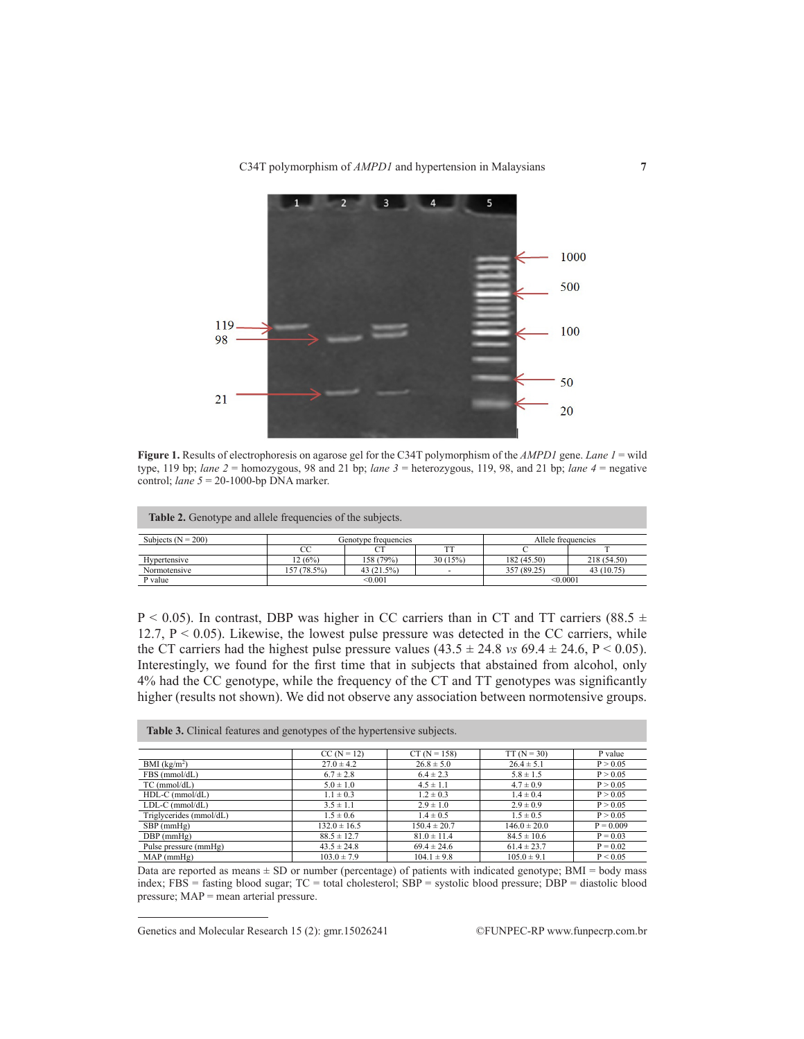**Figure 1.** Results of electrophoresis on agarose gel for the C34T polymorphism of the *AMPD1* gene. *Lane 1* = wild type, 119 bp; *lane 2* = homozygous, 98 and 21 bp; *lane 3* = heterozygous, 119, 98, and 21 bp; *lane 4* = negative control; *lane 5* = 20-1000-bp DNA marker.

**Table 2.** Genotype and allele frequencies of the subjects.

| Subjects (N = 200) | Genotype frequencies | | | Allele frequencies | |
|---|---|---|---|---|---|
| | CC | CT | TT | C | T |
| Hypertensive | 12 (6%) | 158 (79%) | 30 (15%) | 182 (45.50) | 218 (54.50) |
| Normotensive | 157 (78.5%) | 43 (21.5%) | - | 357 (89.25) | 43 (10.75) |
| P value | <0.001 | | | <0.0001 | |

P < 0.05). In contrast, DBP was higher in CC carriers than in CT and TT carriers (88.5 ± 12.7, P < 0.05). Likewise, the lowest pulse pressure was detected in the CC carriers, while the CT carriers had the highest pulse pressure values (43.5 ± 24.8 *vs* 69.4 ± 24.6, P < 0.05). Interestingly, we found for the first time that in subjects that abstained from alcohol, only 4% had the CC genotype, while the frequency of the CT and TT genotypes was significantly higher (results not shown). We did not observe any association between normotensive groups.

**Table 3.** Clinical features and genotypes of the hypertensive subjects.

| | CC (N = 12) | CT (N = 158) | TT (N = 30) | P value |
|---|---|---|---|---|
| BMI (kg/m$^2$) | 27.0 ± 4.2 | 26.8 ± 5.0 | 26.4 ± 5.1 | P > 0.05 |
| FBS (mmol/dL) | 6.7 ± 2.8 | 6.4 ± 2.3 | 5.8 ± 1.5 | P > 0.05 |
| TC (mmol/dL) | 5.0 ± 1.0 | 4.5 ± 1.1 | 4.7 ± 0.9 | P > 0.05 |
| HDL-C (mmol/dL) | 1.1 ± 0.3 | 1.2 ± 0.3 | 1.4 ± 0.4 | P > 0.05 |
| LDL-C (mmol/dL) | 3.5 ± 1.1 | 2.9 ± 1.0 | 2.9 ± 0.9 | P > 0.05 |
| Triglycerides (mmol/dL) | 1.5 ± 0.6 | 1.4 ± 0.5 | 1.5 ± 0.5 | P > 0.05 |
| SBP (mmHg) | 132.0 ± 16.5 | 150.4 ± 20.7 | 146.0 ± 20.0 | P = 0.009 |
| DBP (mmHg) | 88.5 ± 12.7 | 81.0 ± 11.4 | 84.5 ± 10.6 | P = 0.03 |
| Pulse pressure (mmHg) | 43.5 ± 24.8 | 69.4 ± 24.6 | 61.4 ± 23.7 | P = 0.02 |
| MAP (mmHg) | 103.0 ± 7.9 | 104.1 ± 9.8 | 105.0 ± 9.1 | P < 0.05 |

Data are reported as means ± SD or number (percentage) of patients with indicated genotype; BMI = body mass index; FBS = fasting blood sugar; TC = total cholesterol; SBP = systolic blood pressure; DBP = diastolic blood pressure; MAP = mean arterial pressure.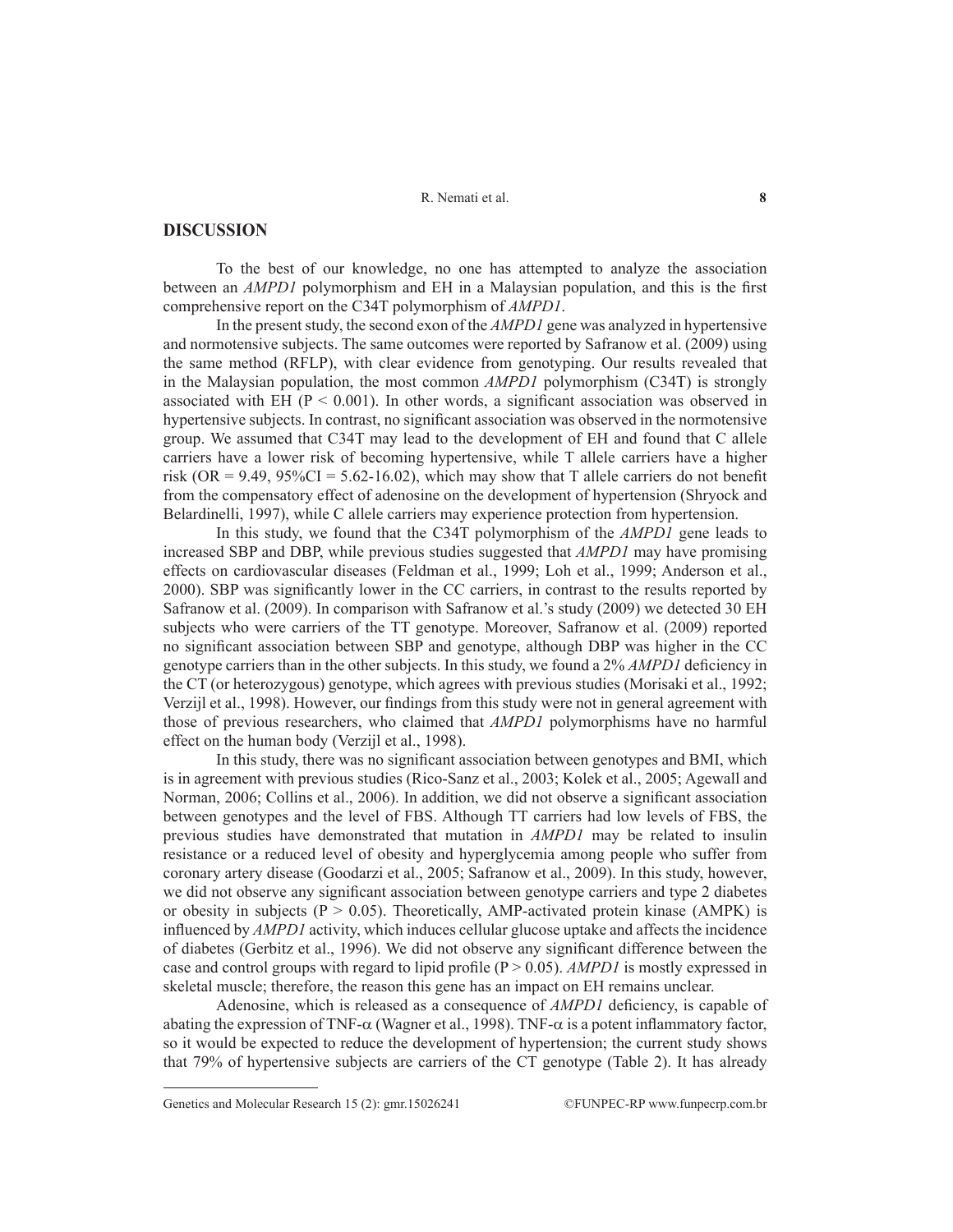## DISCUSSION

To the best of our knowledge, no one has attempted to analyze the association between an *AMPD1* polymorphism and EH in a Malaysian population, and this is the first comprehensive report on the C34T polymorphism of *AMPD1*.

In the present study, the second exon of the *AMPD1* gene was analyzed in hypertensive and normotensive subjects. The same outcomes were reported by Safranow et al. (2009) using the same method (RFLP), with clear evidence from genotyping. Our results revealed that in the Malaysian population, the most common *AMPD1* polymorphism (C34T) is strongly associated with EH ($P < 0.001$). In other words, a significant association was observed in hypertensive subjects. In contrast, no significant association was observed in the normotensive group. We assumed that C34T may lead to the development of EH and found that C allele carriers have a lower risk of becoming hypertensive, while T allele carriers have a higher risk (OR = 9.49, 95%CI = 5.62-16.02), which may show that T allele carriers do not benefit from the compensatory effect of adenosine on the development of hypertension (Shryock and Belardinelli, 1997), while C allele carriers may experience protection from hypertension.

In this study, we found that the C34T polymorphism of the *AMPD1* gene leads to increased SBP and DBP, while previous studies suggested that *AMPD1* may have promising effects on cardiovascular diseases (Feldman et al., 1999; Loh et al., 1999; Anderson et al., 2000). SBP was significantly lower in the CC carriers, in contrast to the results reported by Safranow et al. (2009). In comparison with Safranow et al.'s study (2009) we detected 30 EH subjects who were carriers of the TT genotype. Moreover, Safranow et al. (2009) reported no significant association between SBP and genotype, although DBP was higher in the CC genotype carriers than in the other subjects. In this study, we found a 2% *AMPD1* deficiency in the CT (or heterozygous) genotype, which agrees with previous studies (Morisaki et al., 1992; Verzijl et al., 1998). However, our findings from this study were not in general agreement with those of previous researchers, who claimed that *AMPD1* polymorphisms have no harmful effect on the human body (Verzijl et al., 1998).

In this study, there was no significant association between genotypes and BMI, which is in agreement with previous studies (Rico-Sanz et al., 2003; Kolek et al., 2005; Agewall and Norman, 2006; Collins et al., 2006). In addition, we did not observe a significant association between genotypes and the level of FBS. Although TT carriers had low levels of FBS, the previous studies have demonstrated that mutation in *AMPD1* may be related to insulin resistance or a reduced level of obesity and hyperglycemia among people who suffer from coronary artery disease (Goodarzi et al., 2005; Safranow et al., 2009). In this study, however, we did not observe any significant association between genotype carriers and type 2 diabetes or obesity in subjects ($P > 0.05$). Theoretically, AMP-activated protein kinase (AMPK) is influenced by *AMPD1* activity, which induces cellular glucose uptake and affects the incidence of diabetes (Gerbitz et al., 1996). We did not observe any significant difference between the case and control groups with regard to lipid profile ($P > 0.05$). *AMPD1* is mostly expressed in skeletal muscle; therefore, the reason this gene has an impact on EH remains unclear.

Adenosine, which is released as a consequence of *AMPD1* deficiency, is capable of abating the expression of TNF-$\alpha$ (Wagner et al., 1998). TNF-$\alpha$ is a potent inflammatory factor, so it would be expected to reduce the development of hypertension; the current study shows that 79% of hypertensive subjects are carriers of the CT genotype (Table 2). It has already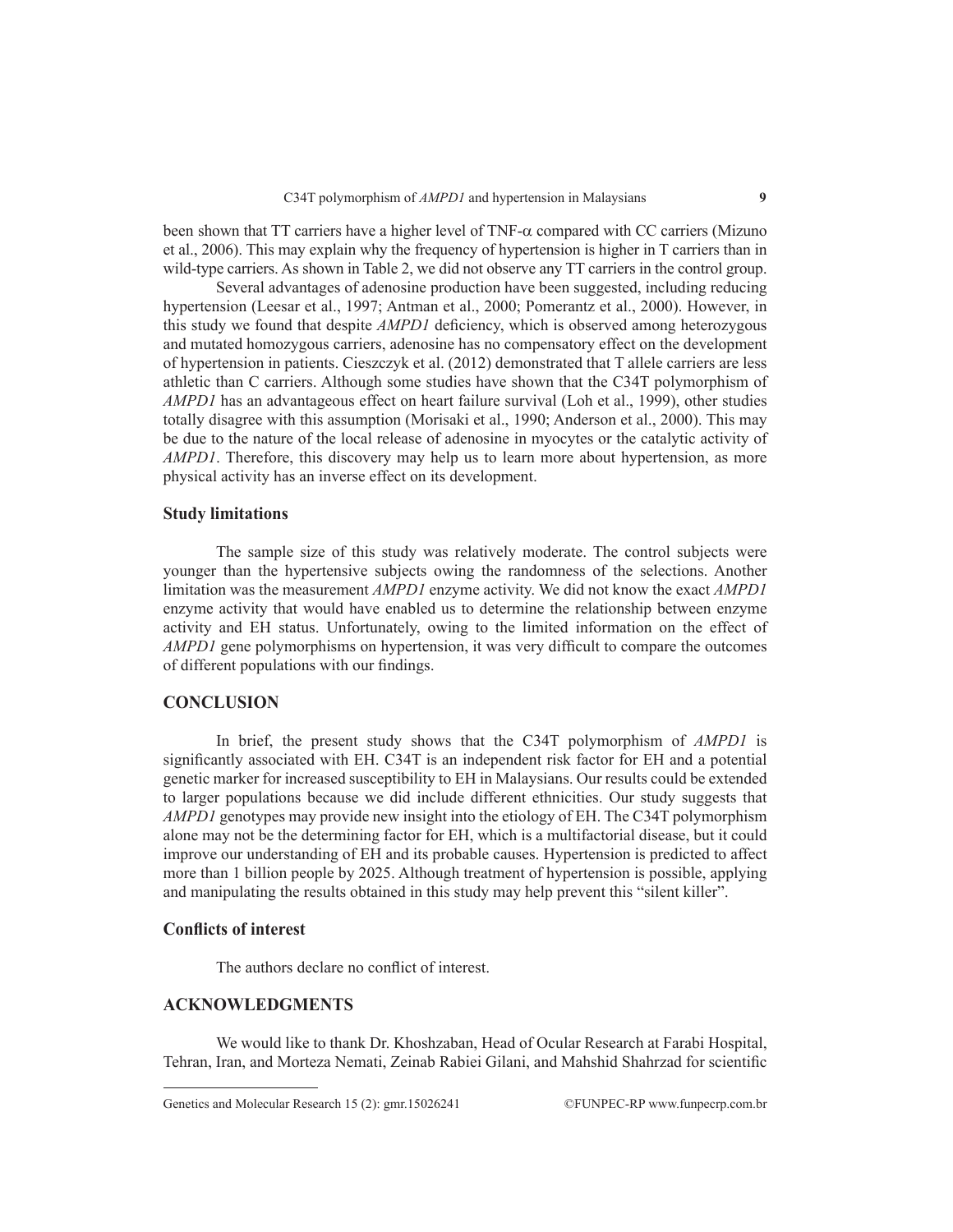been shown that TT carriers have a higher level of TNF-α compared with CC carriers (Mizuno et al., 2006). This may explain why the frequency of hypertension is higher in T carriers than in wild-type carriers. As shown in Table 2, we did not observe any TT carriers in the control group.

Several advantages of adenosine production have been suggested, including reducing hypertension (Leesar et al., 1997; Antman et al., 2000; Pomerantz et al., 2000). However, in this study we found that despite *AMPD1* deficiency, which is observed among heterozygous and mutated homozygous carriers, adenosine has no compensatory effect on the development of hypertension in patients. Cieszczyk et al. (2012) demonstrated that T allele carriers are less athletic than C carriers. Although some studies have shown that the C34T polymorphism of *AMPD1* has an advantageous effect on heart failure survival (Loh et al., 1999), other studies totally disagree with this assumption (Morisaki et al., 1990; Anderson et al., 2000). This may be due to the nature of the local release of adenosine in myocytes or the catalytic activity of *AMPD1*. Therefore, this discovery may help us to learn more about hypertension, as more physical activity has an inverse effect on its development.

### Study limitations

The sample size of this study was relatively moderate. The control subjects were younger than the hypertensive subjects owing the randomness of the selections. Another limitation was the measurement *AMPD1* enzyme activity. We did not know the exact *AMPD1* enzyme activity that would have enabled us to determine the relationship between enzyme activity and EH status. Unfortunately, owing to the limited information on the effect of *AMPD1* gene polymorphisms on hypertension, it was very difficult to compare the outcomes of different populations with our findings.

## CONCLUSION

In brief, the present study shows that the C34T polymorphism of *AMPD1* is significantly associated with EH. C34T is an independent risk factor for EH and a potential genetic marker for increased susceptibility to EH in Malaysians. Our results could be extended to larger populations because we did include different ethnicities. Our study suggests that *AMPD1* genotypes may provide new insight into the etiology of EH. The C34T polymorphism alone may not be the determining factor for EH, which is a multifactorial disease, but it could improve our understanding of EH and its probable causes. Hypertension is predicted to affect more than 1 billion people by 2025. Although treatment of hypertension is possible, applying and manipulating the results obtained in this study may help prevent this "silent killer".

### Conflicts of interest

The authors declare no conflict of interest.

## ACKNOWLEDGMENTS

We would like to thank Dr. Khoshzaban, Head of Ocular Research at Farabi Hospital, Tehran, Iran, and Morteza Nemati, Zeinab Rabiei Gilani, and Mahshid Shahrzad for scientific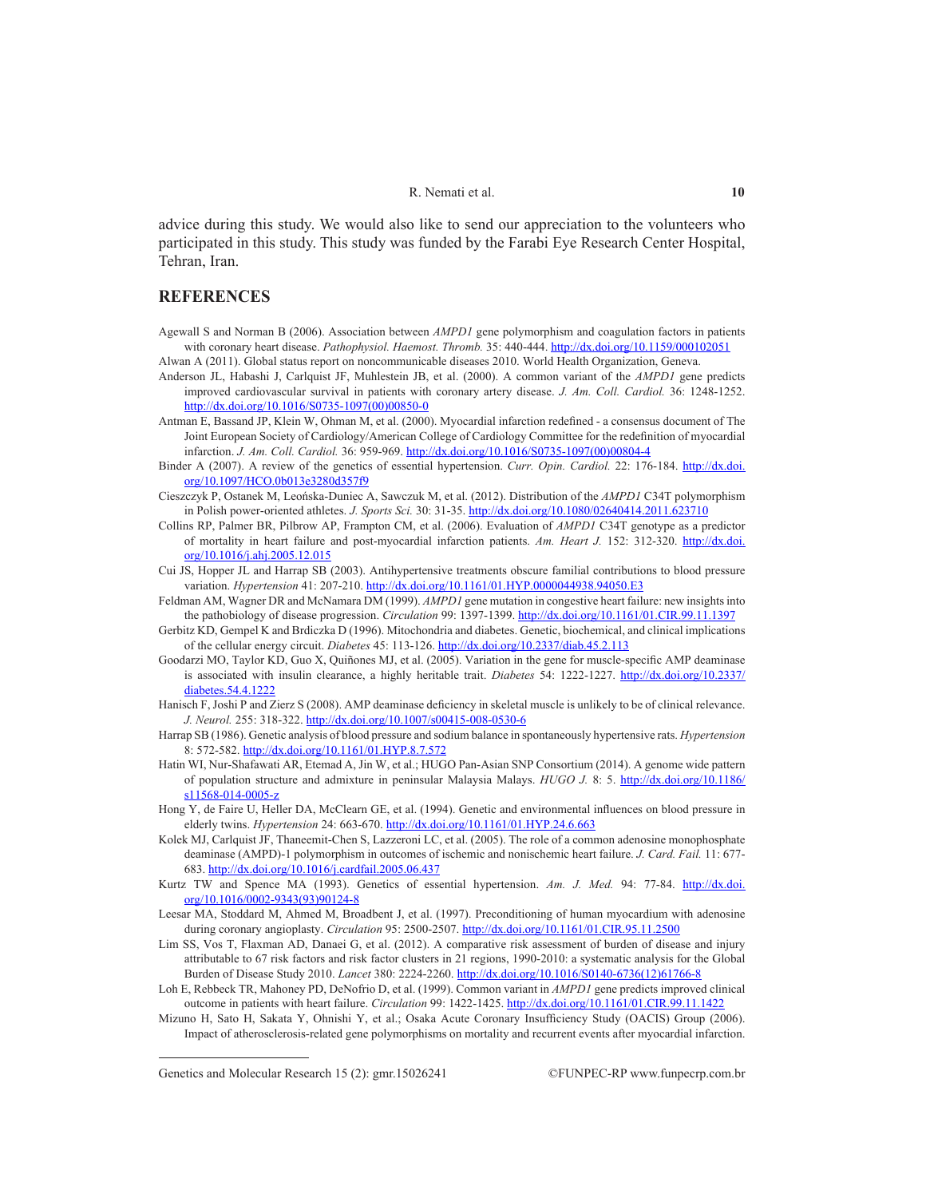advice during this study. We would also like to send our appreciation to the volunteers who participated in this study. This study was funded by the Farabi Eye Research Center Hospital, Tehran, Iran.

## REFERENCES

Agewall S and Norman B (2006). Association between *AMPD1* gene polymorphism and coagulation factors in patients with coronary heart disease. *Pathophysiol. Haemost. Thromb.* 35: 440-444. http://dx.doi.org/10.1159/000102051

Alwan A (2011). Global status report on noncommunicable diseases 2010. World Health Organization, Geneva.

Anderson JL, Habashi J, Carlquist JF, Muhlestein JB, et al. (2000). A common variant of the *AMPD1* gene predicts improved cardiovascular survival in patients with coronary artery disease. *J. Am. Coll. Cardiol.* 36: 1248-1252. http://dx.doi.org/10.1016/S0735-1097(00)00850-0

Antman E, Bassand JP, Klein W, Ohman M, et al. (2000). Myocardial infarction redefined - a consensus document of The Joint European Society of Cardiology/American College of Cardiology Committee for the redefinition of myocardial infarction. *J. Am. Coll. Cardiol.* 36: 959-969. http://dx.doi.org/10.1016/S0735-1097(00)00804-4

Binder A (2007). A review of the genetics of essential hypertension. *Curr. Opin. Cardiol.* 22: 176-184. http://dx.doi.org/10.1097/HCO.0b013e3280d357f9

Cieszczyk P, Ostanek M, Leońska-Duniec A, Sawczuk M, et al. (2012). Distribution of the *AMPD1* C34T polymorphism in Polish power-oriented athletes. *J. Sports Sci.* 30: 31-35. http://dx.doi.org/10.1080/02640414.2011.623710

Collins RP, Palmer BR, Pilbrow AP, Frampton CM, et al. (2006). Evaluation of *AMPD1* C34T genotype as a predictor of mortality in heart failure and post-myocardial infarction patients. *Am. Heart J.* 152: 312-320. http://dx.doi.org/10.1016/j.ahj.2005.12.015

Cui JS, Hopper JL and Harrap SB (2003). Antihypertensive treatments obscure familial contributions to blood pressure variation. *Hypertension* 41: 207-210. http://dx.doi.org/10.1161/01.HYP.0000044938.94050.E3

Feldman AM, Wagner DR and McNamara DM (1999). *AMPD1* gene mutation in congestive heart failure: new insights into the pathobiology of disease progression. *Circulation* 99: 1397-1399. http://dx.doi.org/10.1161/01.CIR.99.11.1397

Gerbitz KD, Gempel K and Brdiczka D (1996). Mitochondria and diabetes. Genetic, biochemical, and clinical implications of the cellular energy circuit. *Diabetes* 45: 113-126. http://dx.doi.org/10.2337/diab.45.2.113

Goodarzi MO, Taylor KD, Guo X, Quiñones MJ, et al. (2005). Variation in the gene for muscle-specific AMP deaminase is associated with insulin clearance, a highly heritable trait. *Diabetes* 54: 1222-1227. http://dx.doi.org/10.2337/diabetes.54.4.1222

Hanisch F, Joshi P and Zierz S (2008). AMP deaminase deficiency in skeletal muscle is unlikely to be of clinical relevance. *J. Neurol.* 255: 318-322. http://dx.doi.org/10.1007/s00415-008-0530-6

Harrap SB (1986). Genetic analysis of blood pressure and sodium balance in spontaneously hypertensive rats. *Hypertension* 8: 572-582. http://dx.doi.org/10.1161/01.HYP.8.7.572

Hatin WI, Nur-Shafawati AR, Etemad A, Jin W, et al.; HUGO Pan-Asian SNP Consortium (2014). A genome wide pattern of population structure and admixture in peninsular Malaysia Malays. *HUGO J.* 8: 5. http://dx.doi.org/10.1186/s11568-014-0005-z

Hong Y, de Faire U, Heller DA, McClearn GE, et al. (1994). Genetic and environmental influences on blood pressure in elderly twins. *Hypertension* 24: 663-670. http://dx.doi.org/10.1161/01.HYP.24.6.663

Kolek MJ, Carlquist JF, Thaneemit-Chen S, Lazzeroni LC, et al. (2005). The role of a common adenosine monophosphate deaminase (AMPD)-1 polymorphism in outcomes of ischemic and nonischemic heart failure. *J. Card. Fail.* 11: 677-683. http://dx.doi.org/10.1016/j.cardfail.2005.06.437

Kurtz TW and Spence MA (1993). Genetics of essential hypertension. *Am. J. Med.* 94: 77-84. http://dx.doi.org/10.1016/0002-9343(93)90124-8

Leesar MA, Stoddard M, Ahmed M, Broadbent J, et al. (1997). Preconditioning of human myocardium with adenosine during coronary angioplasty. *Circulation* 95: 2500-2507. http://dx.doi.org/10.1161/01.CIR.95.11.2500

Lim SS, Vos T, Flaxman AD, Danaei G, et al. (2012). A comparative risk assessment of burden of disease and injury attributable to 67 risk factors and risk factor clusters in 21 regions, 1990-2010: a systematic analysis for the Global Burden of Disease Study 2010. *Lancet* 380: 2224-2260. http://dx.doi.org/10.1016/S0140-6736(12)61766-8

Loh E, Rebbeck TR, Mahoney PD, DeNofrio D, et al. (1999). Common variant in *AMPD1* gene predicts improved clinical outcome in patients with heart failure. *Circulation* 99: 1422-1425. http://dx.doi.org/10.1161/01.CIR.99.11.1422

Mizuno H, Sato H, Sakata Y, Ohnishi Y, et al.; Osaka Acute Coronary Insufficiency Study (OACIS) Group (2006). Impact of atherosclerosis-related gene polymorphisms on mortality and recurrent events after myocardial infarction.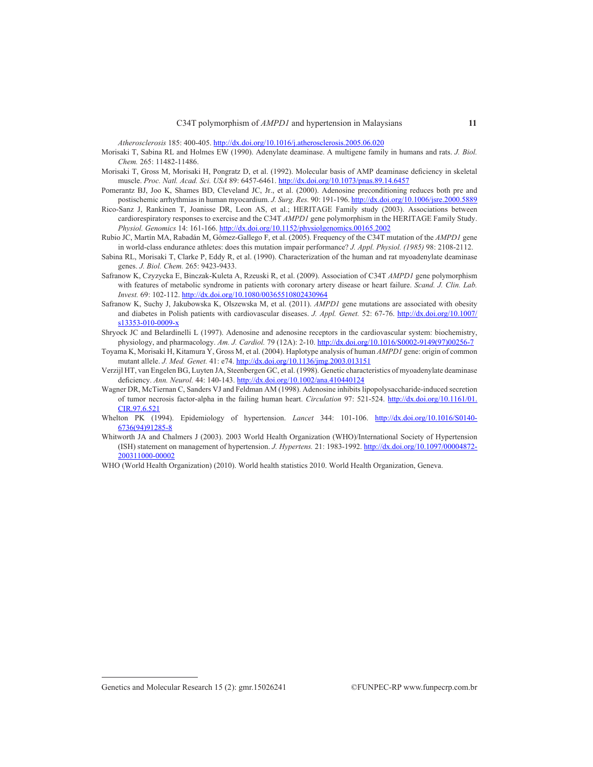*Atherosclerosis* 185: 400-405. http://dx.doi.org/10.1016/j.atherosclerosis.2005.06.020

Morisaki T, Sabina RL and Holmes EW (1990). Adenylate deaminase. A multigene family in humans and rats. *J. Biol. Chem.* 265: 11482-11486.

Morisaki T, Gross M, Morisaki H, Pongratz D, et al. (1992). Molecular basis of AMP deaminase deficiency in skeletal muscle. *Proc. Natl. Acad. Sci. USA* 89: 6457-6461. http://dx.doi.org/10.1073/pnas.89.14.6457

Pomerantz BJ, Joo K, Shames BD, Cleveland JC, Jr., et al. (2000). Adenosine preconditioning reduces both pre and postischemic arrhythmias in human myocardium. *J. Surg. Res.* 90: 191-196. http://dx.doi.org/10.1006/jsre.2000.5889

Rico-Sanz J, Rankinen T, Joanisse DR, Leon AS, et al.; HERITAGE Family study (2003). Associations between cardiorespiratory responses to exercise and the C34T *AMPD1* gene polymorphism in the HERITAGE Family Study. *Physiol. Genomics* 14: 161-166. http://dx.doi.org/10.1152/physiolgenomics.00165.2002

Rubio JC, Martín MA, Rabadán M, Gómez-Gallego F, et al. (2005). Frequency of the C34T mutation of the *AMPD1* gene in world-class endurance athletes: does this mutation impair performance? *J. Appl. Physiol. (1985)* 98: 2108-2112.

Sabina RL, Morisaki T, Clarke P, Eddy R, et al. (1990). Characterization of the human and rat myoadenylate deaminase genes. *J. Biol. Chem.* 265: 9423-9433.

Safranow K, Czyzycka E, Binczak-Kuleta A, Rzeuski R, et al. (2009). Association of C34T *AMPD1* gene polymorphism with features of metabolic syndrome in patients with coronary artery disease or heart failure. *Scand. J. Clin. Lab. Invest.* 69: 102-112. http://dx.doi.org/10.1080/00365510802430964

Safranow K, Suchy J, Jakubowska K, Olszewska M, et al. (2011). *AMPD1* gene mutations are associated with obesity and diabetes in Polish patients with cardiovascular diseases. *J. Appl. Genet.* 52: 67-76. http://dx.doi.org/10.1007/s13353-010-0009-x

Shryock JC and Belardinelli L (1997). Adenosine and adenosine receptors in the cardiovascular system: biochemistry, physiology, and pharmacology. *Am. J. Cardiol.* 79 (12A): 2-10. http://dx.doi.org/10.1016/S0002-9149(97)00256-7

Toyama K, Morisaki H, Kitamura Y, Gross M, et al. (2004). Haplotype analysis of human *AMPD1* gene: origin of common mutant allele. *J. Med. Genet.* 41: e74. http://dx.doi.org/10.1136/jmg.2003.013151

Verzijl HT, van Engelen BG, Luyten JA, Steenbergen GC, et al. (1998). Genetic characteristics of myoadenylate deaminase deficiency. *Ann. Neurol.* 44: 140-143. http://dx.doi.org/10.1002/ana.410440124

Wagner DR, McTiernan C, Sanders VJ and Feldman AM (1998). Adenosine inhibits lipopolysaccharide-induced secretion of tumor necrosis factor-alpha in the failing human heart. *Circulation* 97: 521-524. http://dx.doi.org/10.1161/01.CIR.97.6.521

Whelton PK (1994). Epidemiology of hypertension. *Lancet* 344: 101-106. http://dx.doi.org/10.1016/S0140-6736(94)91285-8

Whitworth JA and Chalmers J (2003). 2003 World Health Organization (WHO)/International Society of Hypertension (ISH) statement on management of hypertension. *J. Hypertens.* 21: 1983-1992. http://dx.doi.org/10.1097/00004872-200311000-00002

WHO (World Health Organization) (2010). World health statistics 2010. World Health Organization, Geneva.